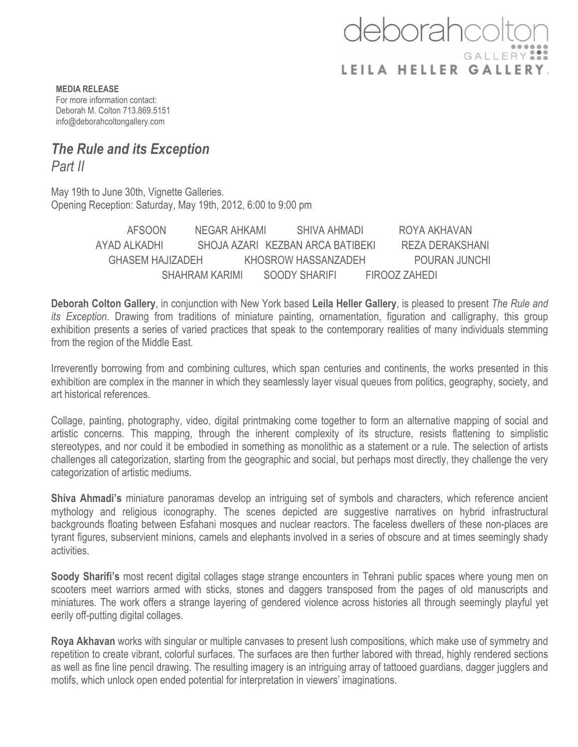deborahcolton GALLERY

LEILA HELLER GALLERY

**MEDIA RELEASE**
For more information contact:
Deborah M. Colton 713.869.5151
info@deborahcoltongallery.com

# *The Rule and its Exception*

*Part II*

May 19th to June 30th, Vignette Galleries.
Opening Reception: Saturday, May 19th, 2012, 6:00 to 9:00 pm

AFSOON NEGAR AHKAMI SHIVA AHMADI ROYA AKHAVAN
AYAD ALKADHI SHOJA AZARI KEZBAN ARCA BATIBEKI REZA DERAKSHANI
GHASEM HAJIZADEH KHOSROW HASSANZADEH POURAN JUNCHI
SHAHRAM KARIMI SOODY SHARIFI FIROOZ ZAHEDI

**Deborah Colton Gallery**, in conjunction with New York based **Leila Heller Gallery**, is pleased to present *The Rule and its Exception.* Drawing from traditions of miniature painting, ornamentation, figuration and calligraphy, this group exhibition presents a series of varied practices that speak to the contemporary realities of many individuals stemming from the region of the Middle East.

Irreverently borrowing from and combining cultures, which span centuries and continents, the works presented in this exhibition are complex in the manner in which they seamlessly layer visual queues from politics, geography, society, and art historical references.

Collage, painting, photography, video, digital printmaking come together to form an alternative mapping of social and artistic concerns. This mapping, through the inherent complexity of its structure, resists flattening to simplistic stereotypes, and nor could it be embodied in something as monolithic as a statement or a rule. The selection of artists challenges all categorization, starting from the geographic and social, but perhaps most directly, they challenge the very categorization of artistic mediums.

**Shiva Ahmadi's** miniature panoramas develop an intriguing set of symbols and characters, which reference ancient mythology and religious iconography. The scenes depicted are suggestive narratives on hybrid infrastructural backgrounds floating between Esfahani mosques and nuclear reactors. The faceless dwellers of these non-places are tyrant figures, subservient minions, camels and elephants involved in a series of obscure and at times seemingly shady activities.

**Soody Sharifi's** most recent digital collages stage strange encounters in Tehrani public spaces where young men on scooters meet warriors armed with sticks, stones and daggers transposed from the pages of old manuscripts and miniatures. The work offers a strange layering of gendered violence across histories all through seemingly playful yet eerily off-putting digital collages.

**Roya Akhavan** works with singular or multiple canvases to present lush compositions, which make use of symmetry and repetition to create vibrant, colorful surfaces. The surfaces are then further labored with thread, highly rendered sections as well as fine line pencil drawing. The resulting imagery is an intriguing array of tattooed guardians, dagger jugglers and motifs, which unlock open ended potential for interpretation in viewers' imaginations.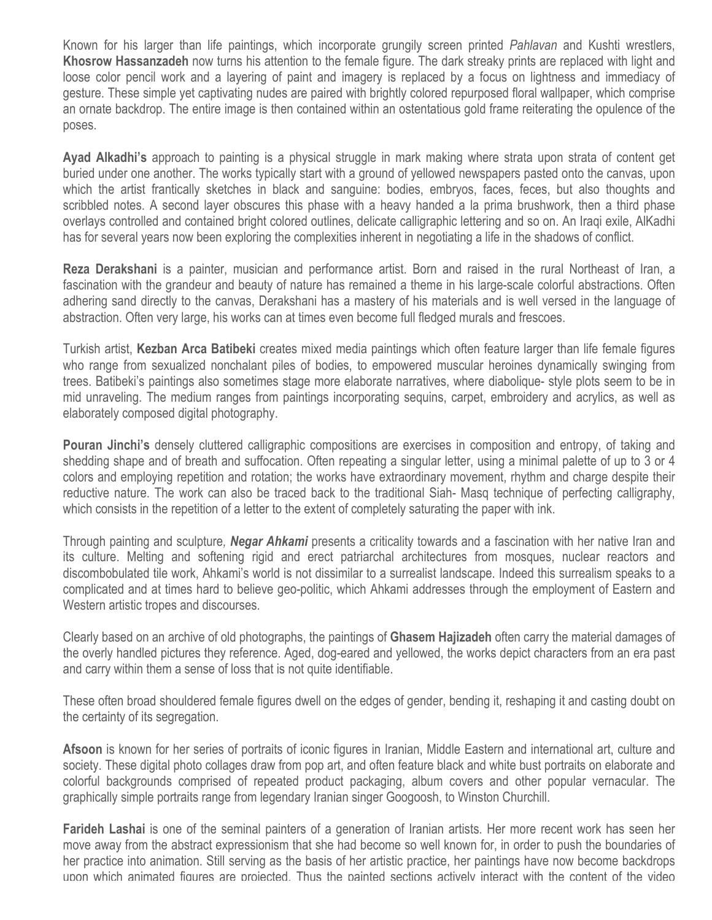Known for his larger than life paintings, which incorporate grungily screen printed *Pahlavan* and Kushti wrestlers, **Khosrow Hassanzadeh** now turns his attention to the female figure. The dark streaky prints are replaced with light and loose color pencil work and a layering of paint and imagery is replaced by a focus on lightness and immediacy of gesture. These simple yet captivating nudes are paired with brightly colored repurposed floral wallpaper, which comprise an ornate backdrop. The entire image is then contained within an ostentatious gold frame reiterating the opulence of the poses.

**Ayad Alkadhi's** approach to painting is a physical struggle in mark making where strata upon strata of content get buried under one another. The works typically start with a ground of yellowed newspapers pasted onto the canvas, upon which the artist frantically sketches in black and sanguine: bodies, embryos, faces, feces, but also thoughts and scribbled notes. A second layer obscures this phase with a heavy handed a la prima brushwork, then a third phase overlays controlled and contained bright colored outlines, delicate calligraphic lettering and so on. An Iraqi exile, AlKadhi has for several years now been exploring the complexities inherent in negotiating a life in the shadows of conflict.

**Reza Derakshani** is a painter, musician and performance artist. Born and raised in the rural Northeast of Iran, a fascination with the grandeur and beauty of nature has remained a theme in his large-scale colorful abstractions. Often adhering sand directly to the canvas, Derakshani has a mastery of his materials and is well versed in the language of abstraction. Often very large, his works can at times even become full fledged murals and frescoes.

Turkish artist, **Kezban Arca Batibeki** creates mixed media paintings which often feature larger than life female figures who range from sexualized nonchalant piles of bodies, to empowered muscular heroines dynamically swinging from trees. Batibeki's paintings also sometimes stage more elaborate narratives, where diabolique- style plots seem to be in mid unraveling. The medium ranges from paintings incorporating sequins, carpet, embroidery and acrylics, as well as elaborately composed digital photography.

**Pouran Jinchi's** densely cluttered calligraphic compositions are exercises in composition and entropy, of taking and shedding shape and of breath and suffocation. Often repeating a singular letter, using a minimal palette of up to 3 or 4 colors and employing repetition and rotation; the works have extraordinary movement, rhythm and charge despite their reductive nature. The work can also be traced back to the traditional Siah- Masq technique of perfecting calligraphy, which consists in the repetition of a letter to the extent of completely saturating the paper with ink.

Through painting and sculpture*, **Negar Ahkami*** presents a criticality towards and a fascination with her native Iran and its culture. Melting and softening rigid and erect patriarchal architectures from mosques, nuclear reactors and discombobulated tile work, Ahkami's world is not dissimilar to a surrealist landscape. Indeed this surrealism speaks to a complicated and at times hard to believe geo-politic, which Ahkami addresses through the employment of Eastern and Western artistic tropes and discourses.

Clearly based on an archive of old photographs, the paintings of **Ghasem Hajizadeh** often carry the material damages of the overly handled pictures they reference. Aged, dog-eared and yellowed, the works depict characters from an era past and carry within them a sense of loss that is not quite identifiable.

These often broad shouldered female figures dwell on the edges of gender, bending it, reshaping it and casting doubt on the certainty of its segregation.

**Afsoon** is known for her series of portraits of iconic figures in Iranian, Middle Eastern and international art, culture and society. These digital photo collages draw from pop art, and often feature black and white bust portraits on elaborate and colorful backgrounds comprised of repeated product packaging, album covers and other popular vernacular. The graphically simple portraits range from legendary Iranian singer Googoosh, to Winston Churchill.

**Farideh Lashai** is one of the seminal painters of a generation of Iranian artists. Her more recent work has seen her move away from the abstract expressionism that she had become so well known for, in order to push the boundaries of her practice into animation. Still serving as the basis of her artistic practice, her paintings have now become backdrops upon which animated figures are projected. Thus the painted sections actively interact with the content of the video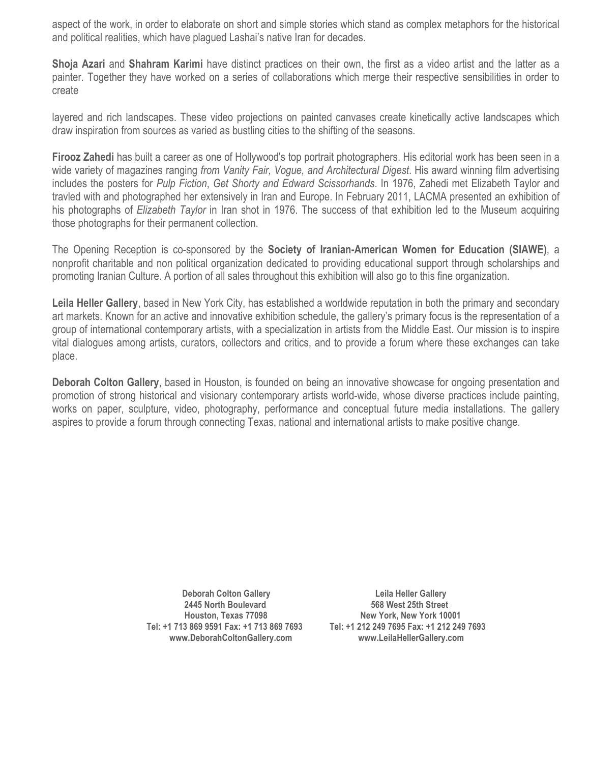aspect of the work, in order to elaborate on short and simple stories which stand as complex metaphors for the historical and political realities, which have plagued Lashai's native Iran for decades.

**Shoja Azari** and **Shahram Karimi** have distinct practices on their own, the first as a video artist and the latter as a painter. Together they have worked on a series of collaborations which merge their respective sensibilities in order to create

layered and rich landscapes. These video projections on painted canvases create kinetically active landscapes which draw inspiration from sources as varied as bustling cities to the shifting of the seasons.

**Firooz Zahedi** has built a career as one of Hollywood's top portrait photographers. His editorial work has been seen in a wide variety of magazines ranging *from Vanity Fair, Vogue, and Architectural Digest*. His award winning film advertising includes the posters for *Pulp Fiction*, *Get Shorty and Edward Scissorhands*. In 1976, Zahedi met Elizabeth Taylor and travled with and photographed her extensively in Iran and Europe. In February 2011, LACMA presented an exhibition of his photographs of *Elizabeth Taylor* in Iran shot in 1976. The success of that exhibition led to the Museum acquiring those photographs for their permanent collection.

The Opening Reception is co-sponsored by the **Society of Iranian-American Women for Education (SIAWE)**, a nonprofit charitable and non political organization dedicated to providing educational support through scholarships and promoting Iranian Culture. A portion of all sales throughout this exhibition will also go to this fine organization.

**Leila Heller Gallery**, based in New York City, has established a worldwide reputation in both the primary and secondary art markets. Known for an active and innovative exhibition schedule, the gallery's primary focus is the representation of a group of international contemporary artists, with a specialization in artists from the Middle East. Our mission is to inspire vital dialogues among artists, curators, collectors and critics, and to provide a forum where these exchanges can take place.

**Deborah Colton Gallery**, based in Houston, is founded on being an innovative showcase for ongoing presentation and promotion of strong historical and visionary contemporary artists world-wide, whose diverse practices include painting, works on paper, sculpture, video, photography, performance and conceptual future media installations. The gallery aspires to provide a forum through connecting Texas, national and international artists to make positive change.

**Deborah Colton Gallery**
**2445 North Boulevard**
**Houston, Texas 77098**
**Tel: +1 713 869 9591 Fax: +1 713 869 7693**
**www.DeborahColtonGallery.com**

**Leila Heller Gallery**
**568 West 25th Street**
**New York, New York 10001**
**Tel: +1 212 249 7695 Fax: +1 212 249 7693**
**www.LeilaHellerGallery.com**